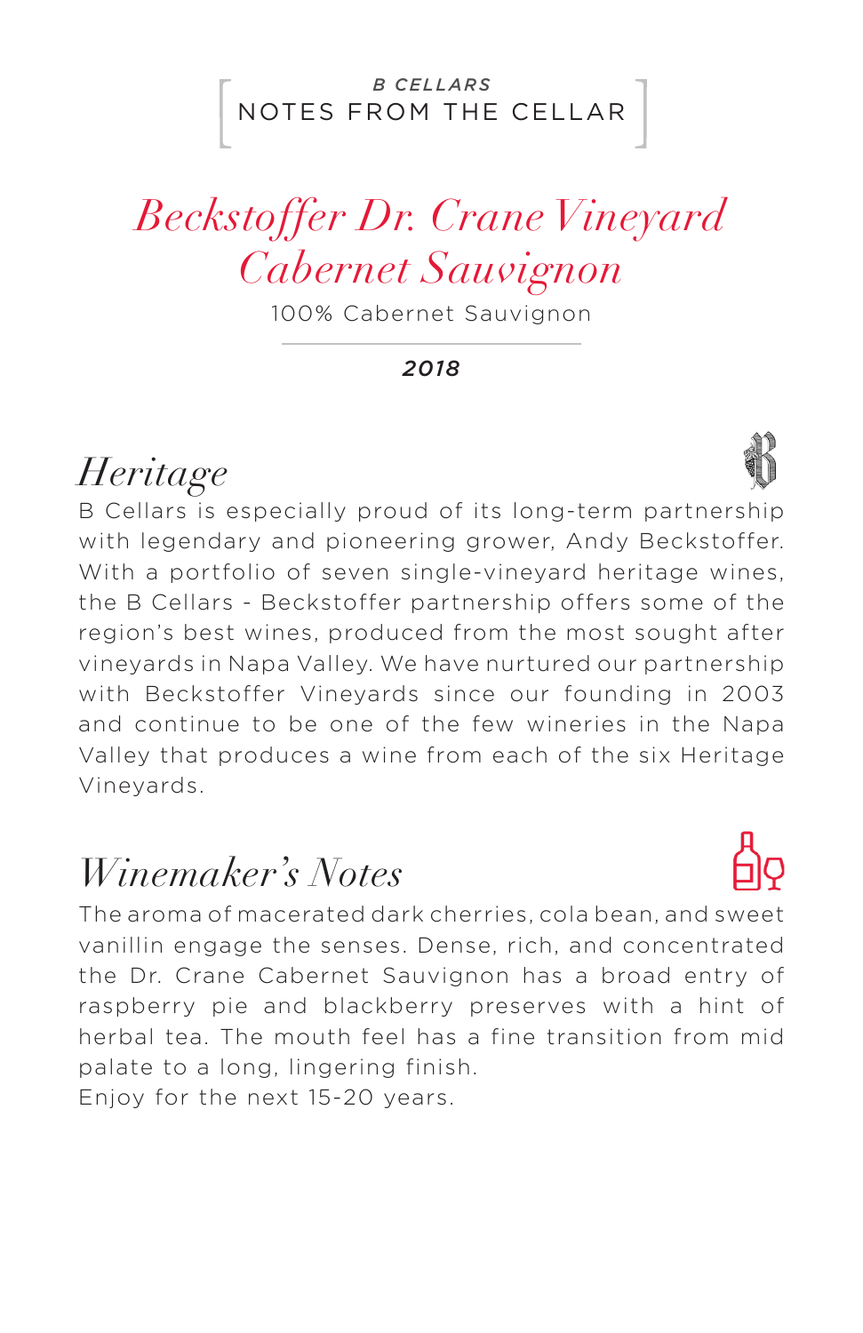*B CELLARS*
NOTES FROM THE CELLAR

# *Beckstoffer Dr. Crane Vineyard Cabernet Sauvignon*

100% Cabernet Sauvignon

***2018***

## *Heritage*

B Cellars is especially proud of its long-term partnership with legendary and pioneering grower, Andy Beckstoffer. With a portfolio of seven single-vineyard heritage wines, the B Cellars - Beckstoffer partnership offers some of the region's best wines, produced from the most sought after vineyards in Napa Valley. We have nurtured our partnership with Beckstoffer Vineyards since our founding in 2003 and continue to be one of the few wineries in the Napa Valley that produces a wine from each of the six Heritage Vineyards.

## *Winemaker's Notes*

The aroma of macerated dark cherries, cola bean, and sweet vanillin engage the senses. Dense, rich, and concentrated the Dr. Crane Cabernet Sauvignon has a broad entry of raspberry pie and blackberry preserves with a hint of herbal tea. The mouth feel has a fine transition from mid palate to a long, lingering finish.
Enjoy for the next 15-20 years.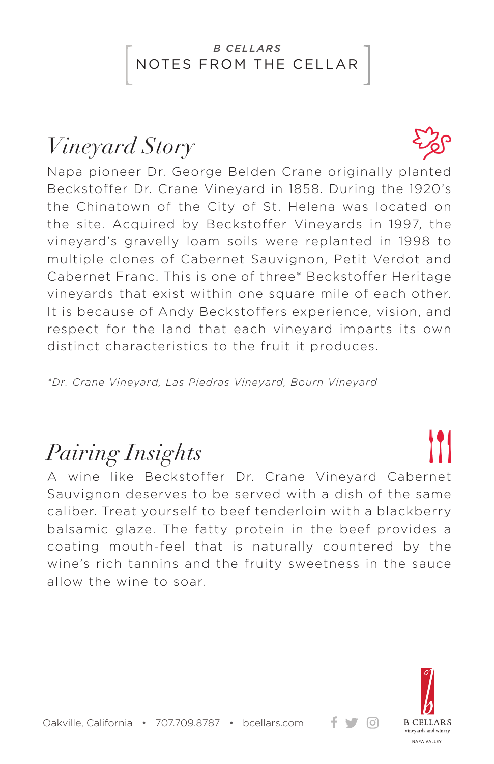B CELLARS
NOTES FROM THE CELLAR

## *Vineyard Story*

Napa pioneer Dr. George Belden Crane originally planted Beckstoffer Dr. Crane Vineyard in 1858. During the 1920's the Chinatown of the City of St. Helena was located on the site. Acquired by Beckstoffer Vineyards in 1997, the vineyard's gravelly loam soils were replanted in 1998 to multiple clones of Cabernet Sauvignon, Petit Verdot and Cabernet Franc. This is one of three* Beckstoffer Heritage vineyards that exist within one square mile of each other. It is because of Andy Beckstoffers experience, vision, and respect for the land that each vineyard imparts its own distinct characteristics to the fruit it produces.

*\*Dr. Crane Vineyard, Las Piedras Vineyard, Bourn Vineyard*

## *Pairing Insights*

A wine like Beckstoffer Dr. Crane Vineyard Cabernet Sauvignon deserves to be served with a dish of the same caliber. Treat yourself to beef tenderloin with a blackberry balsamic glaze. The fatty protein in the beef provides a coating mouth-feel that is naturally countered by the wine's rich tannins and the fruity sweetness in the sauce allow the wine to soar.

Oakville, California • 707.709.8787 • bcellars.com

B CELLARS
vineyards and winery
NAPA VALLEY